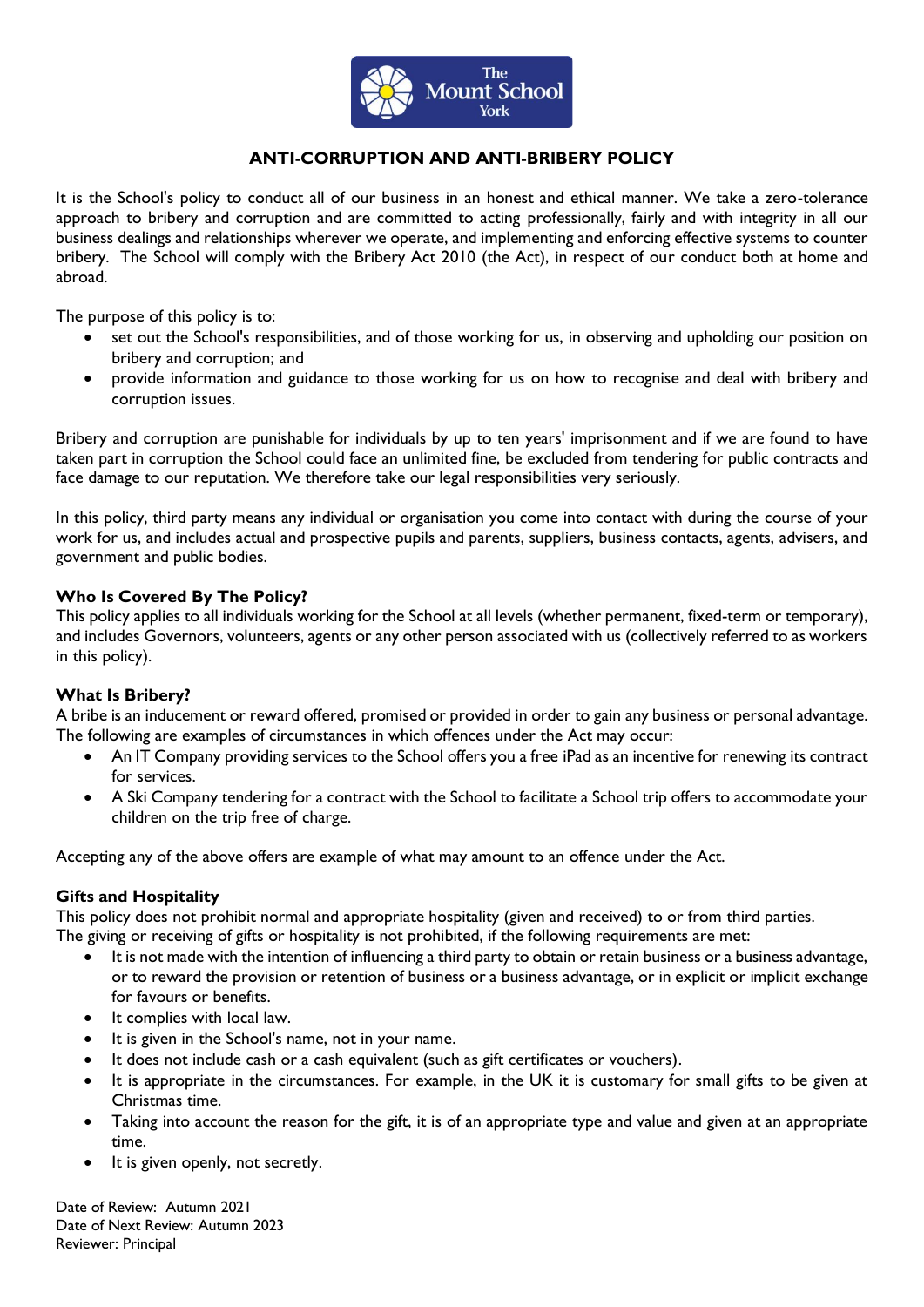# ANTI-CORRUPTION AND ANTI-BRIBERY POLICY

It is the School's policy to conduct all of our business in an honest and ethical manner. We take a zero-tolerance approach to bribery and corruption and are committed to acting professionally, fairly and with integrity in all our business dealings and relationships wherever we operate, and implementing and enforcing effective systems to counter bribery. The School will comply with the Bribery Act 2010 (the Act), in respect of our conduct both at home and abroad.

The purpose of this policy is to:

- set out the School's responsibilities, and of those working for us, in observing and upholding our position on bribery and corruption; and
- provide information and guidance to those working for us on how to recognise and deal with bribery and corruption issues.

Bribery and corruption are punishable for individuals by up to ten years' imprisonment and if we are found to have taken part in corruption the School could face an unlimited fine, be excluded from tendering for public contracts and face damage to our reputation. We therefore take our legal responsibilities very seriously.

In this policy, third party means any individual or organisation you come into contact with during the course of your work for us, and includes actual and prospective pupils and parents, suppliers, business contacts, agents, advisers, and government and public bodies.

### Who Is Covered By The Policy?

This policy applies to all individuals working for the School at all levels (whether permanent, fixed-term or temporary), and includes Governors, volunteers, agents or any other person associated with us (collectively referred to as workers in this policy).

### What Is Bribery?

A bribe is an inducement or reward offered, promised or provided in order to gain any business or personal advantage. The following are examples of circumstances in which offences under the Act may occur:

- An IT Company providing services to the School offers you a free iPad as an incentive for renewing its contract for services.
- A Ski Company tendering for a contract with the School to facilitate a School trip offers to accommodate your children on the trip free of charge.

Accepting any of the above offers are example of what may amount to an offence under the Act.

### Gifts and Hospitality

This policy does not prohibit normal and appropriate hospitality (given and received) to or from third parties.
The giving or receiving of gifts or hospitality is not prohibited, if the following requirements are met:

- It is not made with the intention of influencing a third party to obtain or retain business or a business advantage, or to reward the provision or retention of business or a business advantage, or in explicit or implicit exchange for favours or benefits.
- It complies with local law.
- It is given in the School's name, not in your name.
- It does not include cash or a cash equivalent (such as gift certificates or vouchers).
- It is appropriate in the circumstances. For example, in the UK it is customary for small gifts to be given at Christmas time.
- Taking into account the reason for the gift, it is of an appropriate type and value and given at an appropriate time.
- It is given openly, not secretly.

Date of Review: Autumn 2021
Date of Next Review: Autumn 2023
Reviewer: Principal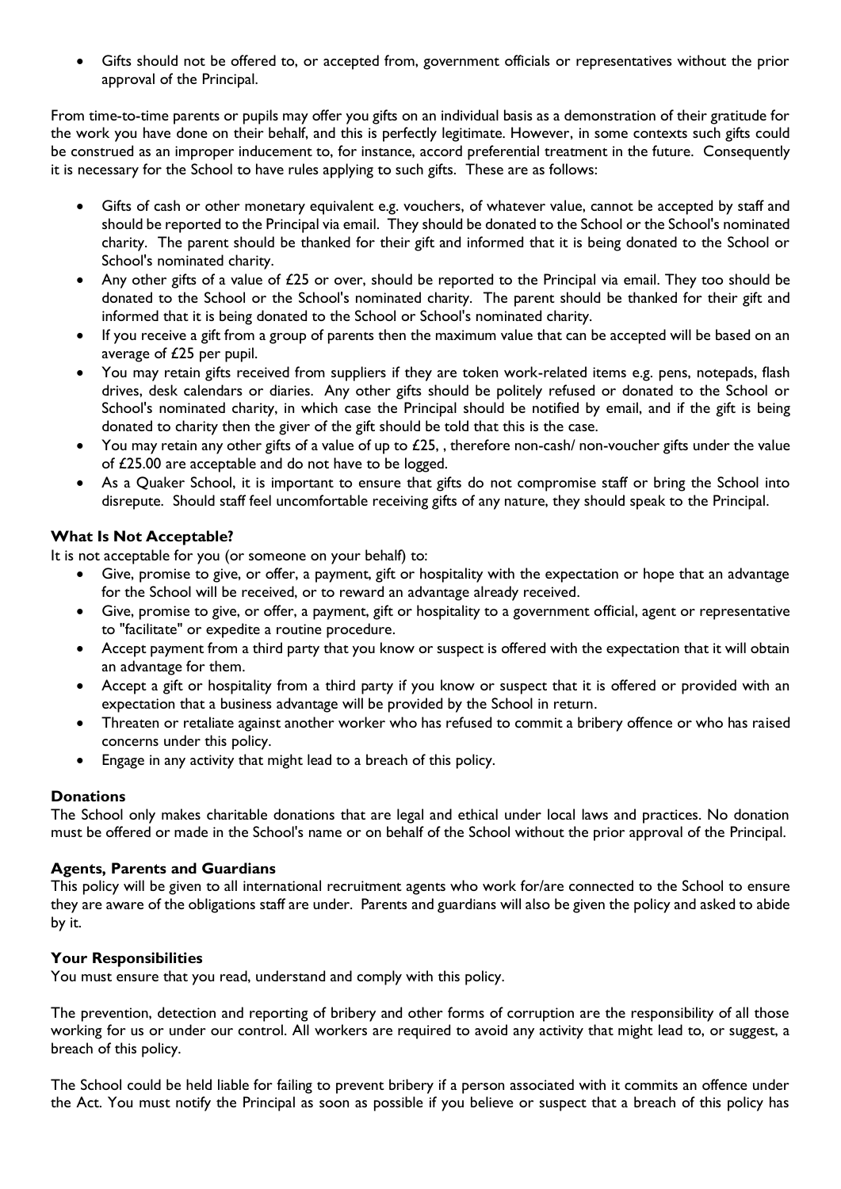- Gifts should not be offered to, or accepted from, government officials or representatives without the prior approval of the Principal.

From time-to-time parents or pupils may offer you gifts on an individual basis as a demonstration of their gratitude for the work you have done on their behalf, and this is perfectly legitimate. However, in some contexts such gifts could be construed as an improper inducement to, for instance, accord preferential treatment in the future. Consequently it is necessary for the School to have rules applying to such gifts. These are as follows:

- Gifts of cash or other monetary equivalent e.g. vouchers, of whatever value, cannot be accepted by staff and should be reported to the Principal via email. They should be donated to the School or the School's nominated charity. The parent should be thanked for their gift and informed that it is being donated to the School or School's nominated charity.
- Any other gifts of a value of £25 or over, should be reported to the Principal via email. They too should be donated to the School or the School's nominated charity. The parent should be thanked for their gift and informed that it is being donated to the School or School's nominated charity.
- If you receive a gift from a group of parents then the maximum value that can be accepted will be based on an average of £25 per pupil.
- You may retain gifts received from suppliers if they are token work-related items e.g. pens, notepads, flash drives, desk calendars or diaries. Any other gifts should be politely refused or donated to the School or School's nominated charity, in which case the Principal should be notified by email, and if the gift is being donated to charity then the giver of the gift should be told that this is the case.
- You may retain any other gifts of a value of up to £25, , therefore non-cash/ non-voucher gifts under the value of £25.00 are acceptable and do not have to be logged.
- As a Quaker School, it is important to ensure that gifts do not compromise staff or bring the School into disrepute. Should staff feel uncomfortable receiving gifts of any nature, they should speak to the Principal.

**What Is Not Acceptable?**

It is not acceptable for you (or someone on your behalf) to:

- Give, promise to give, or offer, a payment, gift or hospitality with the expectation or hope that an advantage for the School will be received, or to reward an advantage already received.
- Give, promise to give, or offer, a payment, gift or hospitality to a government official, agent or representative to "facilitate" or expedite a routine procedure.
- Accept payment from a third party that you know or suspect is offered with the expectation that it will obtain an advantage for them.
- Accept a gift or hospitality from a third party if you know or suspect that it is offered or provided with an expectation that a business advantage will be provided by the School in return.
- Threaten or retaliate against another worker who has refused to commit a bribery offence or who has raised concerns under this policy.
- Engage in any activity that might lead to a breach of this policy.

**Donations**

The School only makes charitable donations that are legal and ethical under local laws and practices. No donation must be offered or made in the School's name or on behalf of the School without the prior approval of the Principal.

**Agents, Parents and Guardians**

This policy will be given to all international recruitment agents who work for/are connected to the School to ensure they are aware of the obligations staff are under. Parents and guardians will also be given the policy and asked to abide by it.

**Your Responsibilities**

You must ensure that you read, understand and comply with this policy.

The prevention, detection and reporting of bribery and other forms of corruption are the responsibility of all those working for us or under our control. All workers are required to avoid any activity that might lead to, or suggest, a breach of this policy.

The School could be held liable for failing to prevent bribery if a person associated with it commits an offence under the Act. You must notify the Principal as soon as possible if you believe or suspect that a breach of this policy has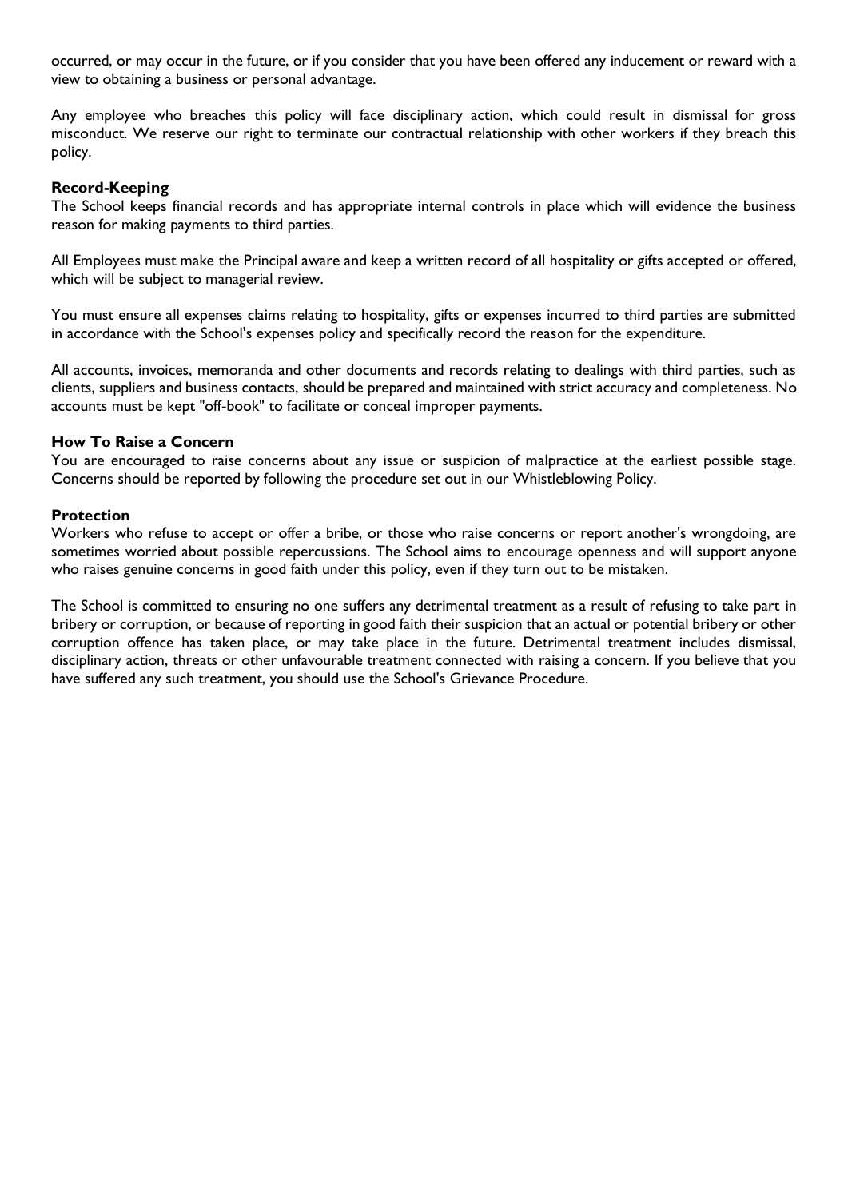occurred, or may occur in the future, or if you consider that you have been offered any inducement or reward with a view to obtaining a business or personal advantage.

Any employee who breaches this policy will face disciplinary action, which could result in dismissal for gross misconduct. We reserve our right to terminate our contractual relationship with other workers if they breach this policy.

**Record-Keeping**

The School keeps financial records and has appropriate internal controls in place which will evidence the business reason for making payments to third parties.

All Employees must make the Principal aware and keep a written record of all hospitality or gifts accepted or offered, which will be subject to managerial review.

You must ensure all expenses claims relating to hospitality, gifts or expenses incurred to third parties are submitted in accordance with the School's expenses policy and specifically record the reason for the expenditure.

All accounts, invoices, memoranda and other documents and records relating to dealings with third parties, such as clients, suppliers and business contacts, should be prepared and maintained with strict accuracy and completeness. No accounts must be kept "off-book" to facilitate or conceal improper payments.

**How To Raise a Concern**

You are encouraged to raise concerns about any issue or suspicion of malpractice at the earliest possible stage. Concerns should be reported by following the procedure set out in our Whistleblowing Policy.

**Protection**

Workers who refuse to accept or offer a bribe, or those who raise concerns or report another's wrongdoing, are sometimes worried about possible repercussions. The School aims to encourage openness and will support anyone who raises genuine concerns in good faith under this policy, even if they turn out to be mistaken.

The School is committed to ensuring no one suffers any detrimental treatment as a result of refusing to take part in bribery or corruption, or because of reporting in good faith their suspicion that an actual or potential bribery or other corruption offence has taken place, or may take place in the future. Detrimental treatment includes dismissal, disciplinary action, threats or other unfavourable treatment connected with raising a concern. If you believe that you have suffered any such treatment, you should use the School's Grievance Procedure.